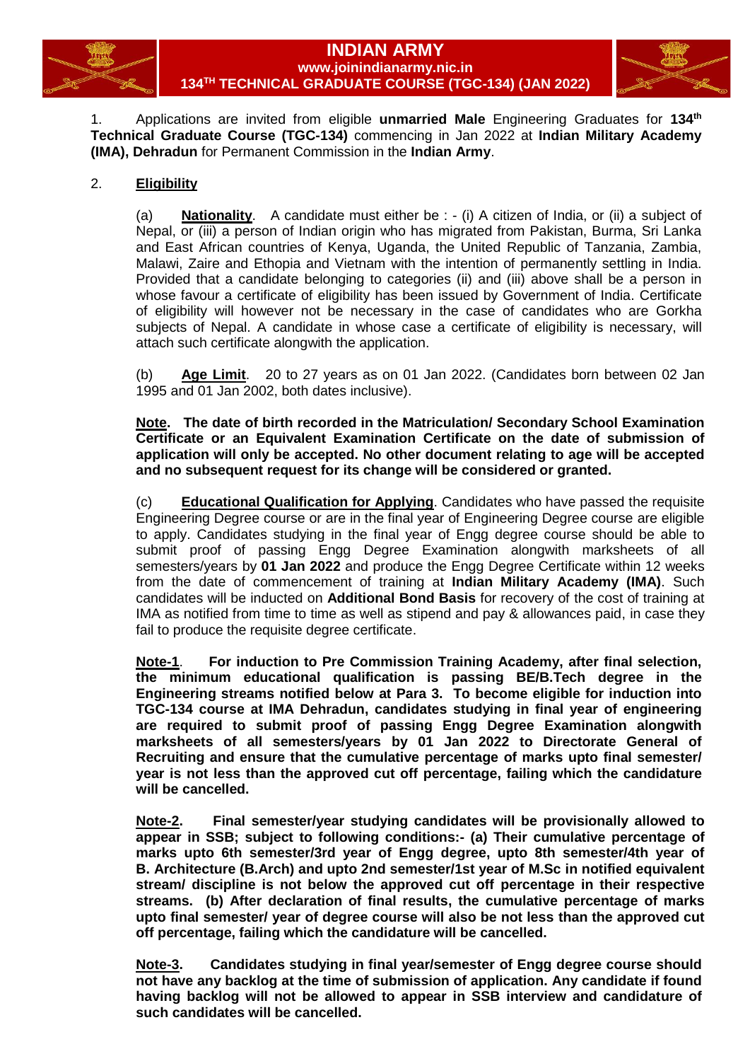# INDIAN ARMY

**www.joinindianarmy.nic.in**

## 134TH TECHNICAL GRADUATE COURSE (TGC-134) (JAN 2022)

1. Applications are invited from eligible **unmarried Male** Engineering Graduates for **134th Technical Graduate Course (TGC-134)** commencing in Jan 2022 at **Indian Military Academy (IMA), Dehradun** for Permanent Commission in the **Indian Army**.

2. **Eligibility**

(a) **Nationality**. A candidate must either be : - (i) A citizen of India, or (ii) a subject of Nepal, or (iii) a person of Indian origin who has migrated from Pakistan, Burma, Sri Lanka and East African countries of Kenya, Uganda, the United Republic of Tanzania, Zambia, Malawi, Zaire and Ethopia and Vietnam with the intention of permanently settling in India. Provided that a candidate belonging to categories (ii) and (iii) above shall be a person in whose favour a certificate of eligibility has been issued by Government of India. Certificate of eligibility will however not be necessary in the case of candidates who are Gorkha subjects of Nepal. A candidate in whose case a certificate of eligibility is necessary, will attach such certificate alongwith the application.

(b) **Age Limit**. 20 to 27 years as on 01 Jan 2022. (Candidates born between 02 Jan 1995 and 01 Jan 2002, both dates inclusive).

**Note. The date of birth recorded in the Matriculation/ Secondary School Examination Certificate or an Equivalent Examination Certificate on the date of submission of application will only be accepted. No other document relating to age will be accepted and no subsequent request for its change will be considered or granted.**

(c) **Educational Qualification for Applying**. Candidates who have passed the requisite Engineering Degree course or are in the final year of Engineering Degree course are eligible to apply. Candidates studying in the final year of Engg degree course should be able to submit proof of passing Engg Degree Examination alongwith marksheets of all semesters/years by **01 Jan 2022** and produce the Engg Degree Certificate within 12 weeks from the date of commencement of training at **Indian Military Academy (IMA)**. Such candidates will be inducted on **Additional Bond Basis** for recovery of the cost of training at IMA as notified from time to time as well as stipend and pay & allowances paid, in case they fail to produce the requisite degree certificate.

**Note-1. For induction to Pre Commission Training Academy, after final selection, the minimum educational qualification is passing BE/B.Tech degree in the Engineering streams notified below at Para 3. To become eligible for induction into TGC-134 course at IMA Dehradun, candidates studying in final year of engineering are required to submit proof of passing Engg Degree Examination alongwith marksheets of all semesters/years by 01 Jan 2022 to Directorate General of Recruiting and ensure that the cumulative percentage of marks upto final semester/ year is not less than the approved cut off percentage, failing which the candidature will be cancelled.**

**Note-2. Final semester/year studying candidates will be provisionally allowed to appear in SSB; subject to following conditions:- (a) Their cumulative percentage of marks upto 6th semester/3rd year of Engg degree, upto 8th semester/4th year of B. Architecture (B.Arch) and upto 2nd semester/1st year of M.Sc in notified equivalent stream/ discipline is not below the approved cut off percentage in their respective streams. (b) After declaration of final results, the cumulative percentage of marks upto final semester/ year of degree course will also be not less than the approved cut off percentage, failing which the candidature will be cancelled.**

**Note-3. Candidates studying in final year/semester of Engg degree course should not have any backlog at the time of submission of application. Any candidate if found having backlog will not be allowed to appear in SSB interview and candidature of such candidates will be cancelled.**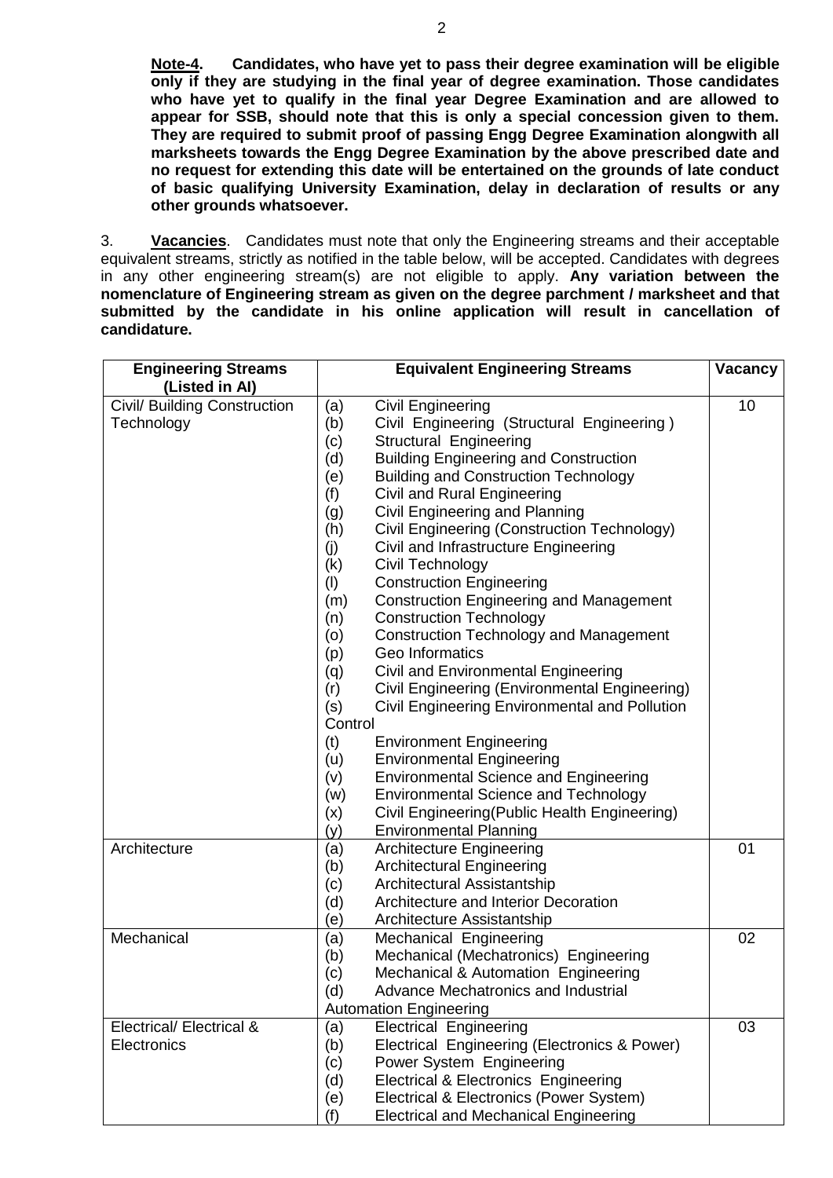**Note-4. Candidates, who have yet to pass their degree examination will be eligible only if they are studying in the final year of degree examination. Those candidates who have yet to qualify in the final year Degree Examination and are allowed to appear for SSB, should note that this is only a special concession given to them. They are required to submit proof of passing Engg Degree Examination alongwith all marksheets towards the Engg Degree Examination by the above prescribed date and no request for extending this date will be entertained on the grounds of late conduct of basic qualifying University Examination, delay in declaration of results or any other grounds whatsoever.**

3. **Vacancies**. Candidates must note that only the Engineering streams and their acceptable equivalent streams, strictly as notified in the table below, will be accepted. Candidates with degrees in any other engineering stream(s) are not eligible to apply. **Any variation between the nomenclature of Engineering stream as given on the degree parchment / marksheet and that submitted by the candidate in his online application will result in cancellation of candidature.**

| Engineering Streams (Listed in AI) | Equivalent Engineering Streams | Vacancy |
|---|---|---|
| Civil/ Building Construction Technology | (a) Civil Engineering<br>(b) Civil Engineering (Structural Engineering )<br>(c) Structural Engineering<br>(d) Building Engineering and Construction<br>(e) Building and Construction Technology<br>(f) Civil and Rural Engineering<br>(g) Civil Engineering and Planning<br>(h) Civil Engineering (Construction Technology)<br>(j) Civil and Infrastructure Engineering<br>(k) Civil Technology<br>(l) Construction Engineering<br>(m) Construction Engineering and Management<br>(n) Construction Technology<br>(o) Construction Technology and Management<br>(p) Geo Informatics<br>(q) Civil and Environmental Engineering<br>(r) Civil Engineering (Environmental Engineering)<br>(s) Civil Engineering Environmental and Pollution Control<br>(t) Environment Engineering<br>(u) Environmental Engineering<br>(v) Environmental Science and Engineering<br>(w) Environmental Science and Technology<br>(x) Civil Engineering(Public Health Engineering)<br>(y) Environmental Planning | 10 |
| Architecture | (a) Architecture Engineering<br>(b) Architectural Engineering<br>(c) Architectural Assistantship<br>(d) Architecture and Interior Decoration<br>(e) Architecture Assistantship | 01 |
| Mechanical | (a) Mechanical Engineering<br>(b) Mechanical (Mechatronics) Engineering<br>(c) Mechanical & Automation Engineering<br>(d) Advance Mechatronics and Industrial Automation Engineering | 02 |
| Electrical/ Electrical & Electronics | (a) Electrical Engineering<br>(b) Electrical Engineering (Electronics & Power)<br>(c) Power System Engineering<br>(d) Electrical & Electronics Engineering<br>(e) Electrical & Electronics (Power System)<br>(f) Electrical and Mechanical Engineering | 03 |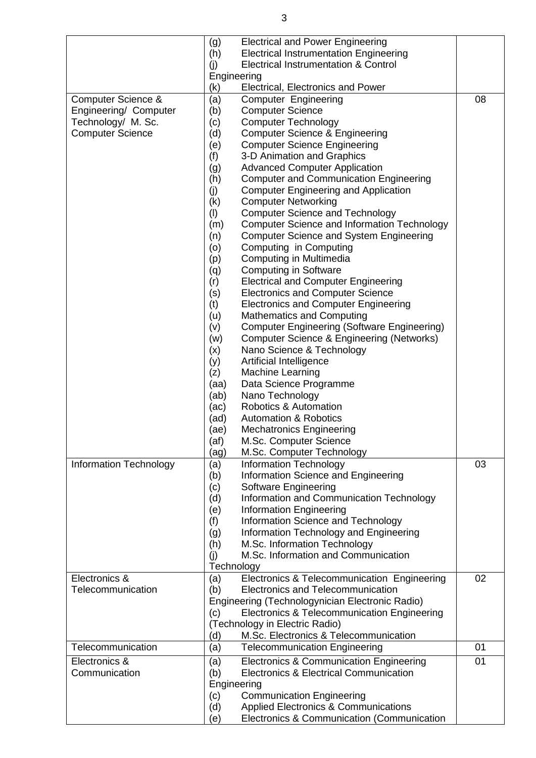| | | |
|---|---|---|
| | (g) Electrical and Power Engineering<br>(h) Electrical Instrumentation Engineering<br>(j) Electrical Instrumentation & Control Engineering<br>(k) Electrical, Electronics and Power | |
| Computer Science & Engineering/ Computer Technology/ M. Sc. Computer Science | (a) Computer Engineering<br>(b) Computer Science<br>(c) Computer Technology<br>(d) Computer Science & Engineering<br>(e) Computer Science Engineering<br>(f) 3-D Animation and Graphics<br>(g) Advanced Computer Application<br>(h) Computer and Communication Engineering<br>(j) Computer Engineering and Application<br>(k) Computer Networking<br>(l) Computer Science and Technology<br>(m) Computer Science and Information Technology<br>(n) Computer Science and System Engineering<br>(o) Computing in Computing<br>(p) Computing in Multimedia<br>(q) Computing in Software<br>(r) Electrical and Computer Engineering<br>(s) Electronics and Computer Science<br>(t) Electronics and Computer Engineering<br>(u) Mathematics and Computing<br>(v) Computer Engineering (Software Engineering)<br>(w) Computer Science & Engineering (Networks)<br>(x) Nano Science & Technology<br>(y) Artificial Intelligence<br>(z) Machine Learning<br>(aa) Data Science Programme<br>(ab) Nano Technology<br>(ac) Robotics & Automation<br>(ad) Automation & Robotics<br>(ae) Mechatronics Engineering<br>(af) M.Sc. Computer Science<br>(ag) M.Sc. Computer Technology | 08 |
| Information Technology | (a) Information Technology<br>(b) Information Science and Engineering<br>(c) Software Engineering<br>(d) Information and Communication Technology<br>(e) Information Engineering<br>(f) Information Science and Technology<br>(g) Information Technology and Engineering<br>(h) M.Sc. Information Technology<br>(j) M.Sc. Information and Communication Technology | 03 |
| Electronics & Telecommunication | (a) Electronics & Telecommunication Engineering<br>(b) Electronics and Telecommunication Engineering (Technologynician Electronic Radio)<br>(c) Electronics & Telecommunication Engineering (Technology in Electric Radio)<br>(d) M.Sc. Electronics & Telecommunication | 02 |
| Telecommunication | (a) Telecommunication Engineering | 01 |
| Electronics & Communication | (a) Electronics & Communication Engineering<br>(b) Electronics & Electrical Communication Engineering<br>(c) Communication Engineering<br>(d) Applied Electronics & Communications<br>(e) Electronics & Communication (Communication | 01 |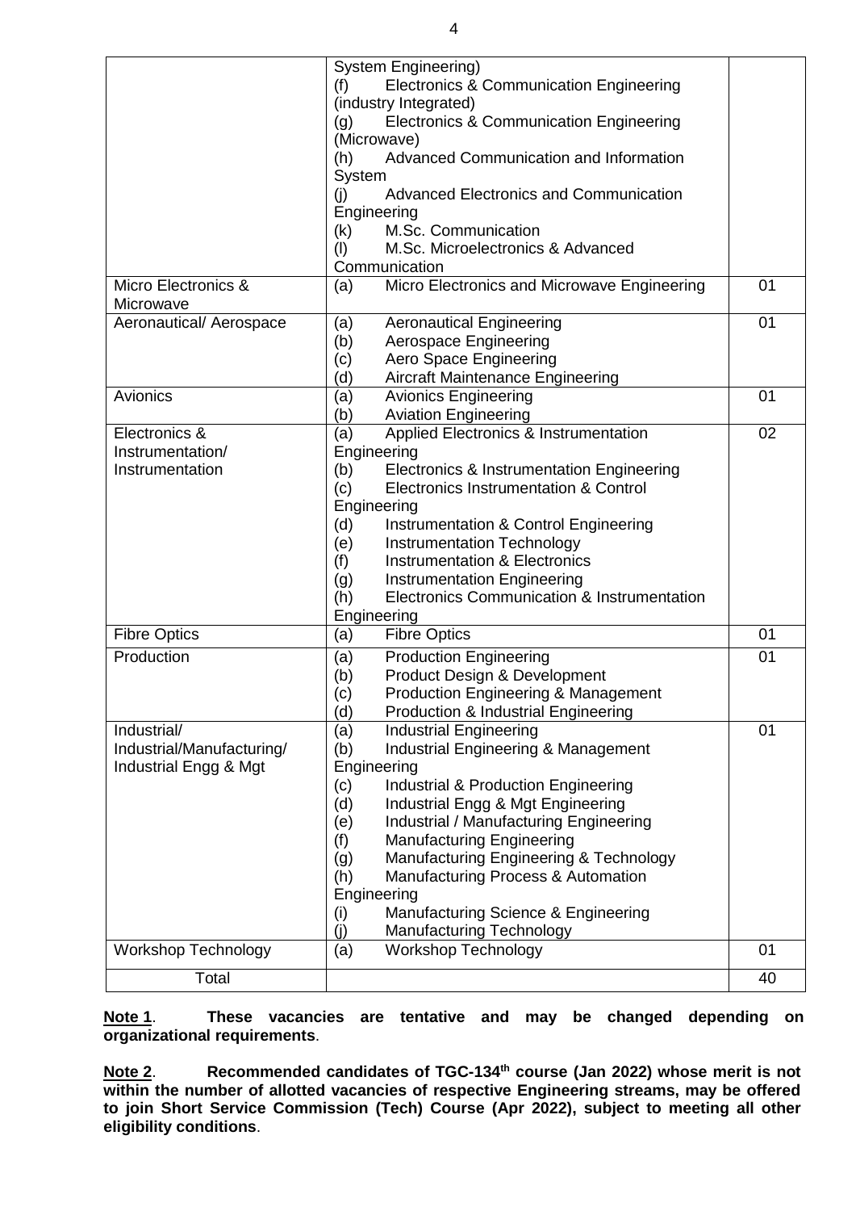| | | |
|---|---|---|
| | System Engineering)<br>(f) Electronics & Communication Engineering (industry Integrated)<br>(g) Electronics & Communication Engineering (Microwave)<br>(h) Advanced Communication and Information System<br>(j) Advanced Electronics and Communication Engineering<br>(k) M.Sc. Communication<br>(l) M.Sc. Microelectronics & Advanced Communication | |
| Micro Electronics & Microwave | (a) Micro Electronics and Microwave Engineering | 01 |
| Aeronautical/ Aerospace | (a) Aeronautical Engineering<br>(b) Aerospace Engineering<br>(c) Aero Space Engineering<br>(d) Aircraft Maintenance Engineering | 01 |
| Avionics | (a) Avionics Engineering<br>(b) Aviation Engineering | 01 |
| Electronics & Instrumentation/ Instrumentation | (a) Applied Electronics & Instrumentation Engineering<br>(b) Electronics & Instrumentation Engineering<br>(c) Electronics Instrumentation & Control Engineering<br>(d) Instrumentation & Control Engineering<br>(e) Instrumentation Technology<br>(f) Instrumentation & Electronics<br>(g) Instrumentation Engineering<br>(h) Electronics Communication & Instrumentation Engineering | 02 |
| Fibre Optics | (a) Fibre Optics | 01 |
| Production | (a) Production Engineering<br>(b) Product Design & Development<br>(c) Production Engineering & Management<br>(d) Production & Industrial Engineering | 01 |
| Industrial/ Industrial/Manufacturing/ Industrial Engg & Mgt | (a) Industrial Engineering<br>(b) Industrial Engineering & Management Engineering<br>(c) Industrial & Production Engineering<br>(d) Industrial Engg & Mgt Engineering<br>(e) Industrial / Manufacturing Engineering<br>(f) Manufacturing Engineering<br>(g) Manufacturing Engineering & Technology<br>(h) Manufacturing Process & Automation Engineering<br>(i) Manufacturing Science & Engineering<br>(j) Manufacturing Technology | 01 |
| Workshop Technology | (a) Workshop Technology | 01 |
| Total | | 40 |

**Note 1**. **These vacancies are tentative and may be changed depending on organizational requirements**.

**Note 2**. **Recommended candidates of TGC-134th course (Jan 2022) whose merit is not within the number of allotted vacancies of respective Engineering streams, may be offered to join Short Service Commission (Tech) Course (Apr 2022), subject to meeting all other eligibility conditions**.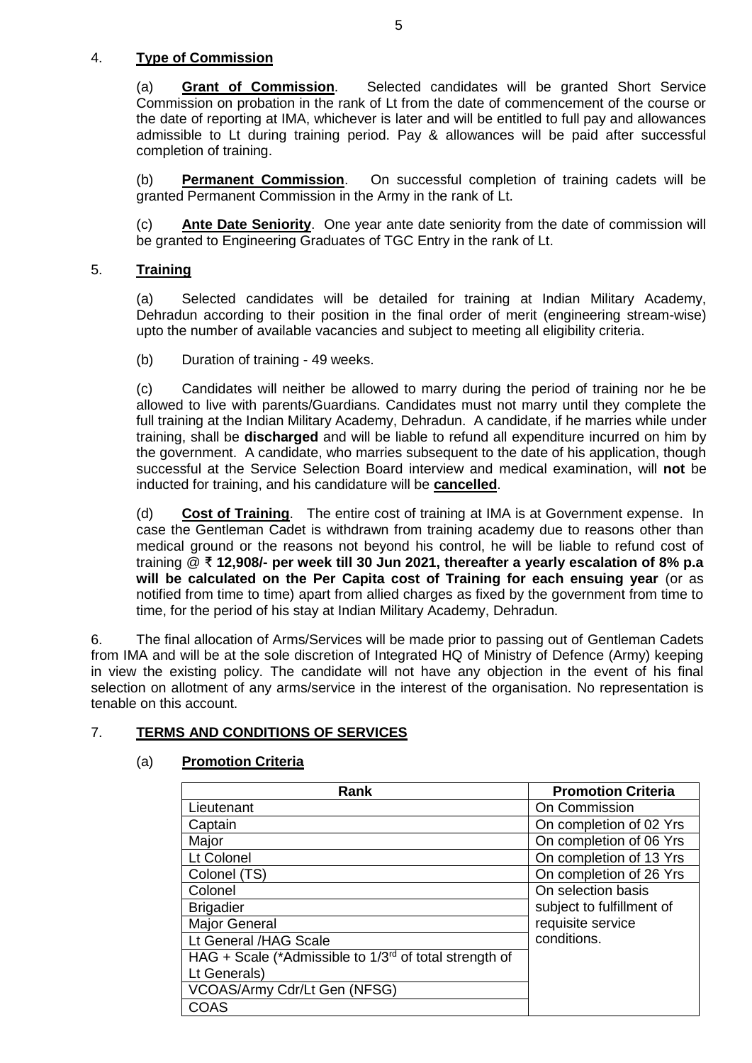4. **Type of Commission**

(a) **Grant of Commission**. Selected candidates will be granted Short Service Commission on probation in the rank of Lt from the date of commencement of the course or the date of reporting at IMA, whichever is later and will be entitled to full pay and allowances admissible to Lt during training period. Pay & allowances will be paid after successful completion of training.

(b) **Permanent Commission**. On successful completion of training cadets will be granted Permanent Commission in the Army in the rank of Lt.

(c) **Ante Date Seniority**. One year ante date seniority from the date of commission will be granted to Engineering Graduates of TGC Entry in the rank of Lt.

5. **Training**

(a) Selected candidates will be detailed for training at Indian Military Academy, Dehradun according to their position in the final order of merit (engineering stream-wise) upto the number of available vacancies and subject to meeting all eligibility criteria.

(b) Duration of training - 49 weeks.

(c) Candidates will neither be allowed to marry during the period of training nor he be allowed to live with parents/Guardians. Candidates must not marry until they complete the full training at the Indian Military Academy, Dehradun. A candidate, if he marries while under training, shall be **discharged** and will be liable to refund all expenditure incurred on him by the government. A candidate, who marries subsequent to the date of his application, though successful at the Service Selection Board interview and medical examination, will **not** be inducted for training, and his candidature will be **cancelled**.

(d) **Cost of Training**. The entire cost of training at IMA is at Government expense. In case the Gentleman Cadet is withdrawn from training academy due to reasons other than medical ground or the reasons not beyond his control, he will be liable to refund cost of training @ **₹ 12,908/- per week till 30 Jun 2021, thereafter a yearly escalation of 8% p.a will be calculated on the Per Capita cost of Training for each ensuing year** (or as notified from time to time) apart from allied charges as fixed by the government from time to time, for the period of his stay at Indian Military Academy, Dehradun.

6. The final allocation of Arms/Services will be made prior to passing out of Gentleman Cadets from IMA and will be at the sole discretion of Integrated HQ of Ministry of Defence (Army) keeping in view the existing policy. The candidate will not have any objection in the event of his final selection on allotment of any arms/service in the interest of the organisation. No representation is tenable on this account.

7. **TERMS AND CONDITIONS OF SERVICES**

(a) **Promotion Criteria**

| Rank | Promotion Criteria |
|---|---|
| Lieutenant | On Commission |
| Captain | On completion of 02 Yrs |
| Major | On completion of 06 Yrs |
| Lt Colonel | On completion of 13 Yrs |
| Colonel (TS) | On completion of 26 Yrs |
| Colonel | On selection basis subject to fulfillment of requisite service conditions. |
| Brigadier | |
| Major General | |
| Lt General /HAG Scale | |
| HAG + Scale (*Admissible to 1/3rd of total strength of Lt Generals) | |
| VCOAS/Army Cdr/Lt Gen (NFSG) | |
| COAS | |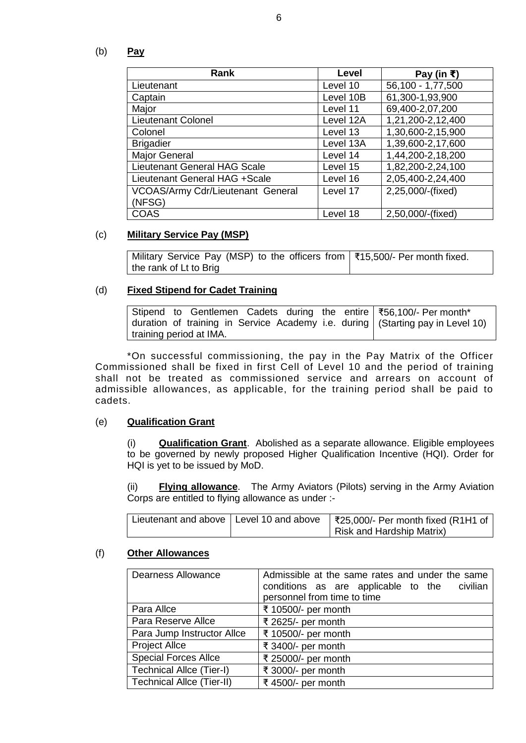(b) **Pay**

| Rank | Level | Pay (in ₹) |
|---|---|---|
| Lieutenant | Level 10 | 56,100 - 1,77,500 |
| Captain | Level 10B | 61,300-1,93,900 |
| Major | Level 11 | 69,400-2,07,200 |
| Lieutenant Colonel | Level 12A | 1,21,200-2,12,400 |
| Colonel | Level 13 | 1,30,600-2,15,900 |
| Brigadier | Level 13A | 1,39,600-2,17,600 |
| Major General | Level 14 | 1,44,200-2,18,200 |
| Lieutenant General HAG Scale | Level 15 | 1,82,200-2,24,100 |
| Lieutenant General HAG +Scale | Level 16 | 2,05,400-2,24,400 |
| VCOAS/Army Cdr/Lieutenant General (NFSG) | Level 17 | 2,25,000/-(fixed) |
| COAS | Level 18 | 2,50,000/-(fixed) |

(c) **Military Service Pay (MSP)**

| | |
|---|---|
| Military Service Pay (MSP) to the officers from the rank of Lt to Brig | ₹15,500/- Per month fixed. |

(d) **Fixed Stipend for Cadet Training**

| | |
|---|---|
| Stipend to Gentlemen Cadets during the entire duration of training in Service Academy i.e. during training period at IMA. | ₹56,100/- Per month* (Starting pay in Level 10) |

*On successful commissioning, the pay in the Pay Matrix of the Officer Commissioned shall be fixed in first Cell of Level 10 and the period of training shall not be treated as commissioned service and arrears on account of admissible allowances, as applicable, for the training period shall be paid to cadets.

(e) **Qualification Grant**

(i) **Qualification Grant**. Abolished as a separate allowance. Eligible employees to be governed by newly proposed Higher Qualification Incentive (HQI). Order for HQI is yet to be issued by MoD.

(ii) **Flying allowance**. The Army Aviators (Pilots) serving in the Army Aviation Corps are entitled to flying allowance as under :-

| | | |
|---|---|---|
| Lieutenant and above | Level 10 and above | ₹25,000/- Per month fixed (R1H1 of Risk and Hardship Matrix) |

(f) **Other Allowances**

| | |
|---|---|
| Dearness Allowance | Admissible at the same rates and under the same conditions as are applicable to the civilian personnel from time to time |
| Para Allce | ₹ 10500/- per month |
| Para Reserve Allce | ₹ 2625/- per month |
| Para Jump Instructor Allce | ₹ 10500/- per month |
| Project Allce | ₹ 3400/- per month |
| Special Forces Allce | ₹ 25000/- per month |
| Technical Allce (Tier-I) | ₹ 3000/- per month |
| Technical Allce (Tier-II) | ₹ 4500/- per month |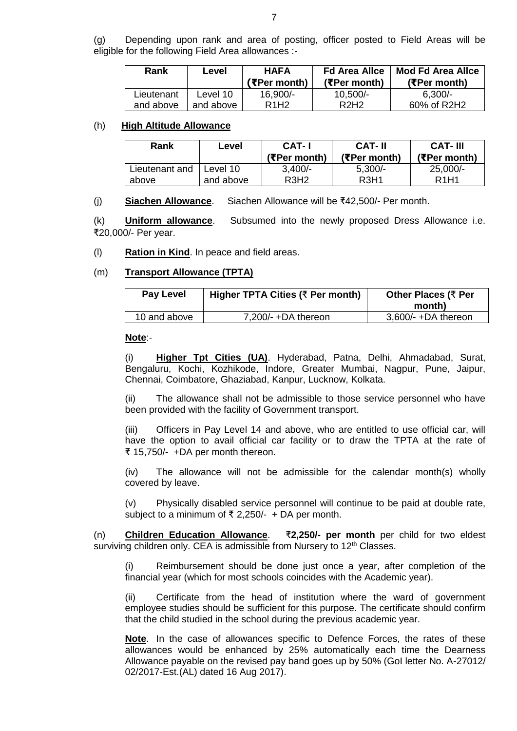(g) Depending upon rank and area of posting, officer posted to Field Areas will be eligible for the following Field Area allowances :-

| Rank | Level | HAFA (₹Per month) | Fd Area Allce (₹Per month) | Mod Fd Area Allce (₹Per month) |
|---|---|---|---|---|
| Lieutenant and above | Level 10 and above | 16,900/- R1H2 | 10,500/- R2H2 | 6,300/- 60% of R2H2 |

(h) **High Altitude Allowance**

| Rank | Level | CAT- I (₹Per month) | CAT- II (₹Per month) | CAT- III (₹Per month) |
|---|---|---|---|---|
| Lieutenant and above | Level 10 and above | 3,400/- R3H2 | 5,300/- R3H1 | 25,000/- R1H1 |

(j) **Siachen Allowance**. Siachen Allowance will be ₹42,500/- Per month.

(k) **Uniform allowance**. Subsumed into the newly proposed Dress Allowance i.e. ₹20,000/- Per year.

(l) **Ration in Kind**. In peace and field areas.

(m) **Transport Allowance (TPTA)**

| Pay Level | Higher TPTA Cities (₹ Per month) | Other Places (₹ Per month) |
|---|---|---|
| 10 and above | 7,200/- +DA thereon | 3,600/- +DA thereon |

**Note**:-

(i) **Higher Tpt Cities (UA)**. Hyderabad, Patna, Delhi, Ahmadabad, Surat, Bengaluru, Kochi, Kozhikode, Indore, Greater Mumbai, Nagpur, Pune, Jaipur, Chennai, Coimbatore, Ghaziabad, Kanpur, Lucknow, Kolkata.

(ii) The allowance shall not be admissible to those service personnel who have been provided with the facility of Government transport.

(iii) Officers in Pay Level 14 and above, who are entitled to use official car, will have the option to avail official car facility or to draw the TPTA at the rate of ₹ 15,750/- +DA per month thereon.

(iv) The allowance will not be admissible for the calendar month(s) wholly covered by leave.

(v) Physically disabled service personnel will continue to be paid at double rate, subject to a minimum of ₹ 2,250/- + DA per month.

(n) **Children Education Allowance**. **₹2,250/- per month** per child for two eldest surviving children only. CEA is admissible from Nursery to 12th Classes.

(i) Reimbursement should be done just once a year, after completion of the financial year (which for most schools coincides with the Academic year).

(ii) Certificate from the head of institution where the ward of government employee studies should be sufficient for this purpose. The certificate should confirm that the child studied in the school during the previous academic year.

**Note**. In the case of allowances specific to Defence Forces, the rates of these allowances would be enhanced by 25% automatically each time the Dearness Allowance payable on the revised pay band goes up by 50% (GoI letter No. A-27012/ 02/2017-Est.(AL) dated 16 Aug 2017).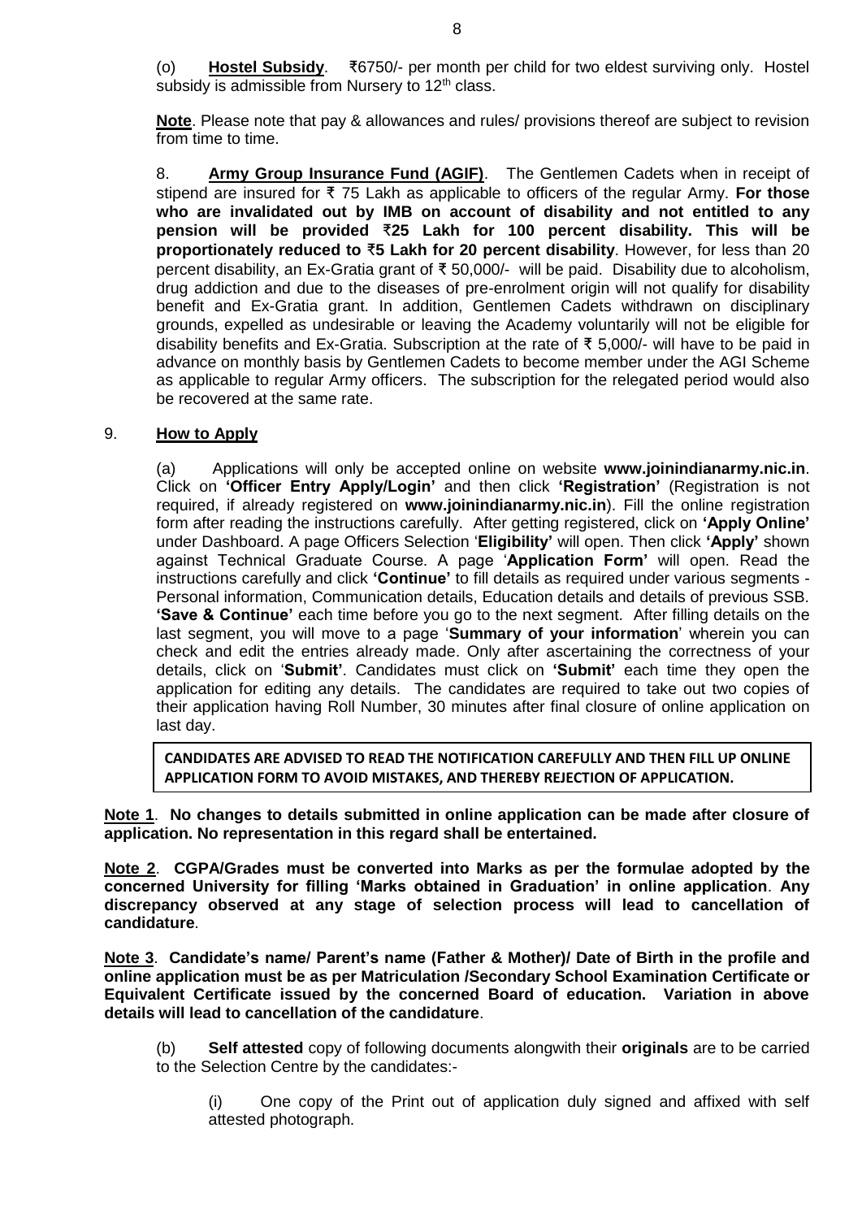(o) **Hostel Subsidy**. ₹6750/- per month per child for two eldest surviving only. Hostel subsidy is admissible from Nursery to 12th class.

**Note**. Please note that pay & allowances and rules/ provisions thereof are subject to revision from time to time.

8. **Army Group Insurance Fund (AGIF)**. The Gentlemen Cadets when in receipt of stipend are insured for ₹ 75 Lakh as applicable to officers of the regular Army. **For those who are invalidated out by IMB on account of disability and not entitled to any pension will be provided ₹25 Lakh for 100 percent disability. This will be proportionately reduced to ₹5 Lakh for 20 percent disability**. However, for less than 20 percent disability, an Ex-Gratia grant of ₹ 50,000/- will be paid. Disability due to alcoholism, drug addiction and due to the diseases of pre-enrolment origin will not qualify for disability benefit and Ex-Gratia grant. In addition, Gentlemen Cadets withdrawn on disciplinary grounds, expelled as undesirable or leaving the Academy voluntarily will not be eligible for disability benefits and Ex-Gratia. Subscription at the rate of ₹ 5,000/- will have to be paid in advance on monthly basis by Gentlemen Cadets to become member under the AGI Scheme as applicable to regular Army officers. The subscription for the relegated period would also be recovered at the same rate.

9. **How to Apply**

(a) Applications will only be accepted online on website **www.joinindianarmy.nic.in**. Click on **'Officer Entry Apply/Login'** and then click **'Registration'** (Registration is not required, if already registered on **www.joinindianarmy.nic.in**). Fill the online registration form after reading the instructions carefully. After getting registered, click on **'Apply Online'** under Dashboard. A page Officers Selection '**Eligibility'** will open. Then click **'Apply'** shown against Technical Graduate Course. A page '**Application Form'** will open. Read the instructions carefully and click **'Continue'** to fill details as required under various segments - Personal information, Communication details, Education details and details of previous SSB. **'Save & Continue'** each time before you go to the next segment. After filling details on the last segment, you will move to a page '**Summary of your information**' wherein you can check and edit the entries already made. Only after ascertaining the correctness of your details, click on '**Submit'**. Candidates must click on **'Submit'** each time they open the application for editing any details. The candidates are required to take out two copies of their application having Roll Number, 30 minutes after final closure of online application on last day.

**CANDIDATES ARE ADVISED TO READ THE NOTIFICATION CAREFULLY AND THEN FILL UP ONLINE APPLICATION FORM TO AVOID MISTAKES, AND THEREBY REJECTION OF APPLICATION.**

**Note 1**. **No changes to details submitted in online application can be made after closure of application. No representation in this regard shall be entertained.**

**Note 2**. **CGPA/Grades must be converted into Marks as per the formulae adopted by the concerned University for filling 'Marks obtained in Graduation' in online application**. **Any discrepancy observed at any stage of selection process will lead to cancellation of candidature**.

**Note 3**. **Candidate's name/ Parent's name (Father & Mother)/ Date of Birth in the profile and online application must be as per Matriculation /Secondary School Examination Certificate or Equivalent Certificate issued by the concerned Board of education. Variation in above details will lead to cancellation of the candidature**.

(b) **Self attested** copy of following documents alongwith their **originals** are to be carried to the Selection Centre by the candidates:-

(i) One copy of the Print out of application duly signed and affixed with self attested photograph.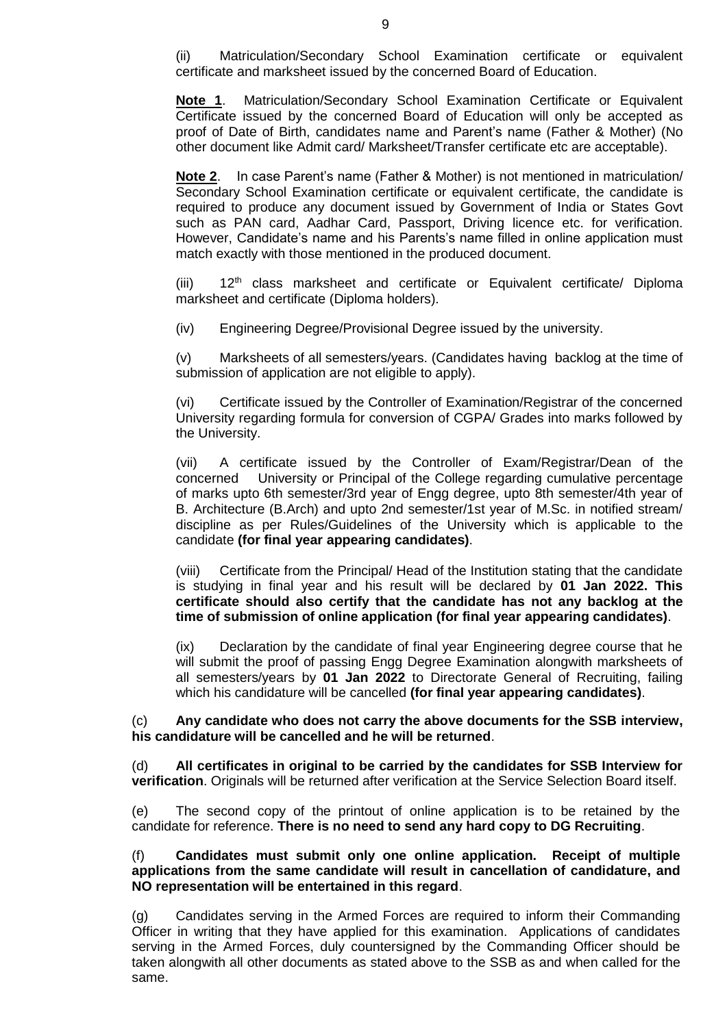(ii) Matriculation/Secondary School Examination certificate or equivalent certificate and marksheet issued by the concerned Board of Education.

**Note 1**. Matriculation/Secondary School Examination Certificate or Equivalent Certificate issued by the concerned Board of Education will only be accepted as proof of Date of Birth, candidates name and Parent's name (Father & Mother) (No other document like Admit card/ Marksheet/Transfer certificate etc are acceptable).

**Note 2**. In case Parent's name (Father & Mother) is not mentioned in matriculation/ Secondary School Examination certificate or equivalent certificate, the candidate is required to produce any document issued by Government of India or States Govt such as PAN card, Aadhar Card, Passport, Driving licence etc. for verification. However, Candidate's name and his Parents's name filled in online application must match exactly with those mentioned in the produced document.

(iii) 12th class marksheet and certificate or Equivalent certificate/ Diploma marksheet and certificate (Diploma holders).

(iv) Engineering Degree/Provisional Degree issued by the university.

(v) Marksheets of all semesters/years. (Candidates having backlog at the time of submission of application are not eligible to apply).

(vi) Certificate issued by the Controller of Examination/Registrar of the concerned University regarding formula for conversion of CGPA/ Grades into marks followed by the University.

(vii) A certificate issued by the Controller of Exam/Registrar/Dean of the concerned University or Principal of the College regarding cumulative percentage of marks upto 6th semester/3rd year of Engg degree, upto 8th semester/4th year of B. Architecture (B.Arch) and upto 2nd semester/1st year of M.Sc. in notified stream/ discipline as per Rules/Guidelines of the University which is applicable to the candidate **(for final year appearing candidates)**.

(viii) Certificate from the Principal/ Head of the Institution stating that the candidate is studying in final year and his result will be declared by **01 Jan 2022. This certificate should also certify that the candidate has not any backlog at the time of submission of online application (for final year appearing candidates)**.

(ix) Declaration by the candidate of final year Engineering degree course that he will submit the proof of passing Engg Degree Examination alongwith marksheets of all semesters/years by **01 Jan 2022** to Directorate General of Recruiting, failing which his candidature will be cancelled **(for final year appearing candidates)**.

(c) **Any candidate who does not carry the above documents for the SSB interview, his candidature will be cancelled and he will be returned**.

(d) **All certificates in original to be carried by the candidates for SSB Interview for verification**. Originals will be returned after verification at the Service Selection Board itself.

(e) The second copy of the printout of online application is to be retained by the candidate for reference. **There is no need to send any hard copy to DG Recruiting**.

(f) **Candidates must submit only one online application. Receipt of multiple applications from the same candidate will result in cancellation of candidature, and NO representation will be entertained in this regard**.

(g) Candidates serving in the Armed Forces are required to inform their Commanding Officer in writing that they have applied for this examination. Applications of candidates serving in the Armed Forces, duly countersigned by the Commanding Officer should be taken alongwith all other documents as stated above to the SSB as and when called for the same.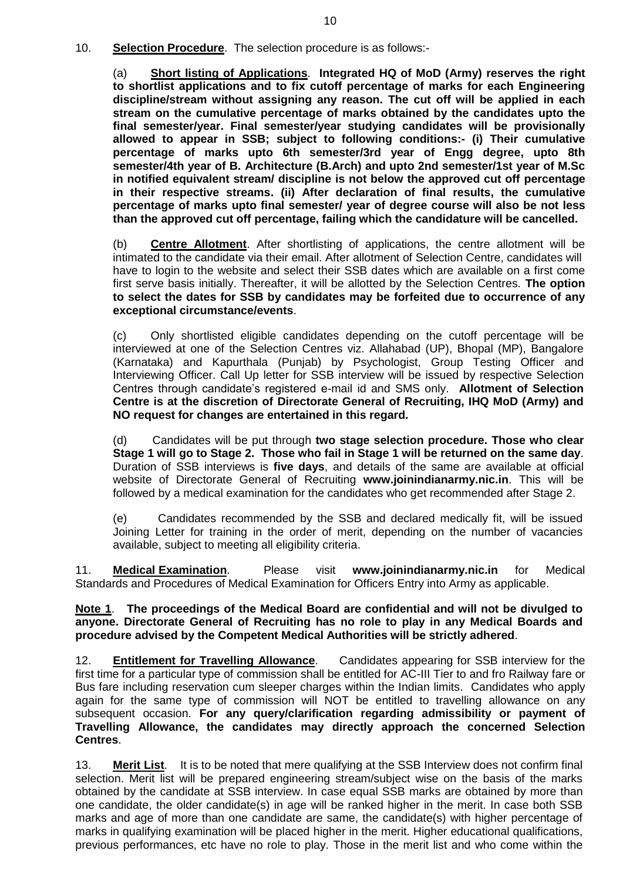10. **Selection Procedure**. The selection procedure is as follows:-

(a) **Short listing of Applications**. **Integrated HQ of MoD (Army) reserves the right to shortlist applications and to fix cutoff percentage of marks for each Engineering discipline/stream without assigning any reason. The cut off will be applied in each stream on the cumulative percentage of marks obtained by the candidates upto the final semester/year. Final semester/year studying candidates will be provisionally allowed to appear in SSB; subject to following conditions:- (i) Their cumulative percentage of marks upto 6th semester/3rd year of Engg degree, upto 8th semester/4th year of B. Architecture (B.Arch) and upto 2nd semester/1st year of M.Sc in notified equivalent stream/ discipline is not below the approved cut off percentage in their respective streams. (ii) After declaration of final results, the cumulative percentage of marks upto final semester/ year of degree course will also be not less than the approved cut off percentage, failing which the candidature will be cancelled.**

(b) **Centre Allotment**. After shortlisting of applications, the centre allotment will be intimated to the candidate via their email. After allotment of Selection Centre, candidates will have to login to the website and select their SSB dates which are available on a first come first serve basis initially. Thereafter, it will be allotted by the Selection Centres. **The option to select the dates for SSB by candidates may be forfeited due to occurrence of any exceptional circumstance/events**.

(c) Only shortlisted eligible candidates depending on the cutoff percentage will be interviewed at one of the Selection Centres viz. Allahabad (UP), Bhopal (MP), Bangalore (Karnataka) and Kapurthala (Punjab) by Psychologist, Group Testing Officer and Interviewing Officer. Call Up letter for SSB interview will be issued by respective Selection Centres through candidate's registered e-mail id and SMS only. **Allotment of Selection Centre is at the discretion of Directorate General of Recruiting, IHQ MoD (Army) and NO request for changes are entertained in this regard.**

(d) Candidates will be put through **two stage selection procedure. Those who clear Stage 1 will go to Stage 2. Those who fail in Stage 1 will be returned on the same day**. Duration of SSB interviews is **five days**, and details of the same are available at official website of Directorate General of Recruiting **www.joinindianarmy.nic.in**. This will be followed by a medical examination for the candidates who get recommended after Stage 2.

(e) Candidates recommended by the SSB and declared medically fit, will be issued Joining Letter for training in the order of merit, depending on the number of vacancies available, subject to meeting all eligibility criteria.

11. **Medical Examination**. Please visit **www.joinindianarmy.nic.in** for Medical Standards and Procedures of Medical Examination for Officers Entry into Army as applicable.

**Note 1**. **The proceedings of the Medical Board are confidential and will not be divulged to anyone. Directorate General of Recruiting has no role to play in any Medical Boards and procedure advised by the Competent Medical Authorities will be strictly adhered**.

12. **Entitlement for Travelling Allowance**. Candidates appearing for SSB interview for the first time for a particular type of commission shall be entitled for AC-III Tier to and fro Railway fare or Bus fare including reservation cum sleeper charges within the Indian limits. Candidates who apply again for the same type of commission will NOT be entitled to travelling allowance on any subsequent occasion. **For any query/clarification regarding admissibility or payment of Travelling Allowance, the candidates may directly approach the concerned Selection Centres**.

13. **Merit List**. It is to be noted that mere qualifying at the SSB Interview does not confirm final selection. Merit list will be prepared engineering stream/subject wise on the basis of the marks obtained by the candidate at SSB interview. In case equal SSB marks are obtained by more than one candidate, the older candidate(s) in age will be ranked higher in the merit. In case both SSB marks and age of more than one candidate are same, the candidate(s) with higher percentage of marks in qualifying examination will be placed higher in the merit. Higher educational qualifications, previous performances, etc have no role to play. Those in the merit list and who come within the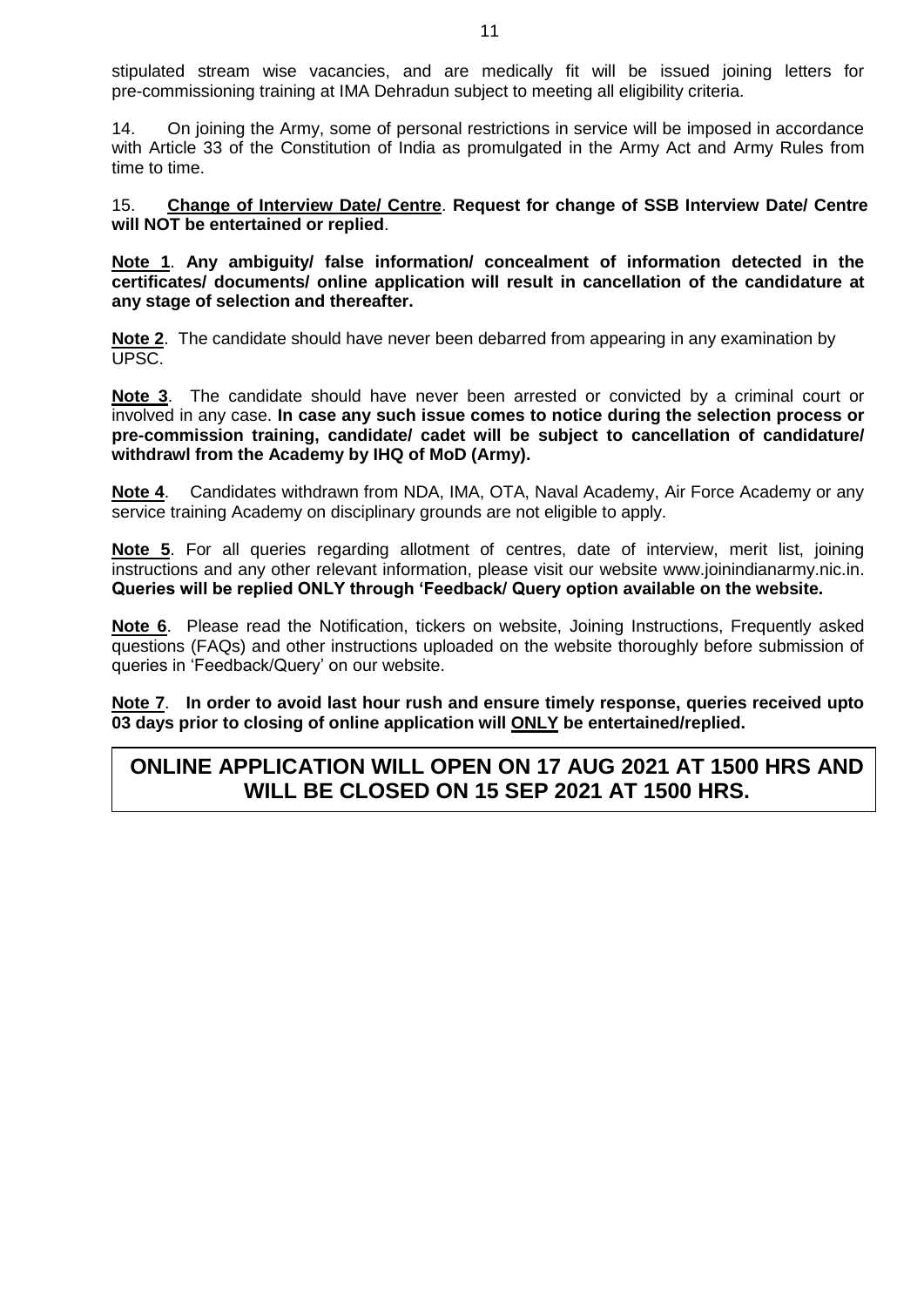stipulated stream wise vacancies, and are medically fit will be issued joining letters for pre-commissioning training at IMA Dehradun subject to meeting all eligibility criteria.

14. On joining the Army, some of personal restrictions in service will be imposed in accordance with Article 33 of the Constitution of India as promulgated in the Army Act and Army Rules from time to time.

15. **Change of Interview Date/ Centre**. **Request for change of SSB Interview Date/ Centre will NOT be entertained or replied**.

**Note 1**. **Any ambiguity/ false information/ concealment of information detected in the certificates/ documents/ online application will result in cancellation of the candidature at any stage of selection and thereafter.**

**Note 2**. The candidate should have never been debarred from appearing in any examination by UPSC.

**Note 3**. The candidate should have never been arrested or convicted by a criminal court or involved in any case. **In case any such issue comes to notice during the selection process or pre-commission training, candidate/ cadet will be subject to cancellation of candidature/ withdrawl from the Academy by IHQ of MoD (Army).**

**Note 4**. Candidates withdrawn from NDA, IMA, OTA, Naval Academy, Air Force Academy or any service training Academy on disciplinary grounds are not eligible to apply.

**Note 5**. For all queries regarding allotment of centres, date of interview, merit list, joining instructions and any other relevant information, please visit our website www.joinindianarmy.nic.in. **Queries will be replied ONLY through 'Feedback/ Query option available on the website.**

**Note 6**. Please read the Notification, tickers on website, Joining Instructions, Frequently asked questions (FAQs) and other instructions uploaded on the website thoroughly before submission of queries in 'Feedback/Query' on our website.

**Note 7**. **In order to avoid last hour rush and ensure timely response, queries received upto 03 days prior to closing of online application will ONLY be entertained/replied.**

**ONLINE APPLICATION WILL OPEN ON 17 AUG 2021 AT 1500 HRS AND WILL BE CLOSED ON 15 SEP 2021 AT 1500 HRS.**